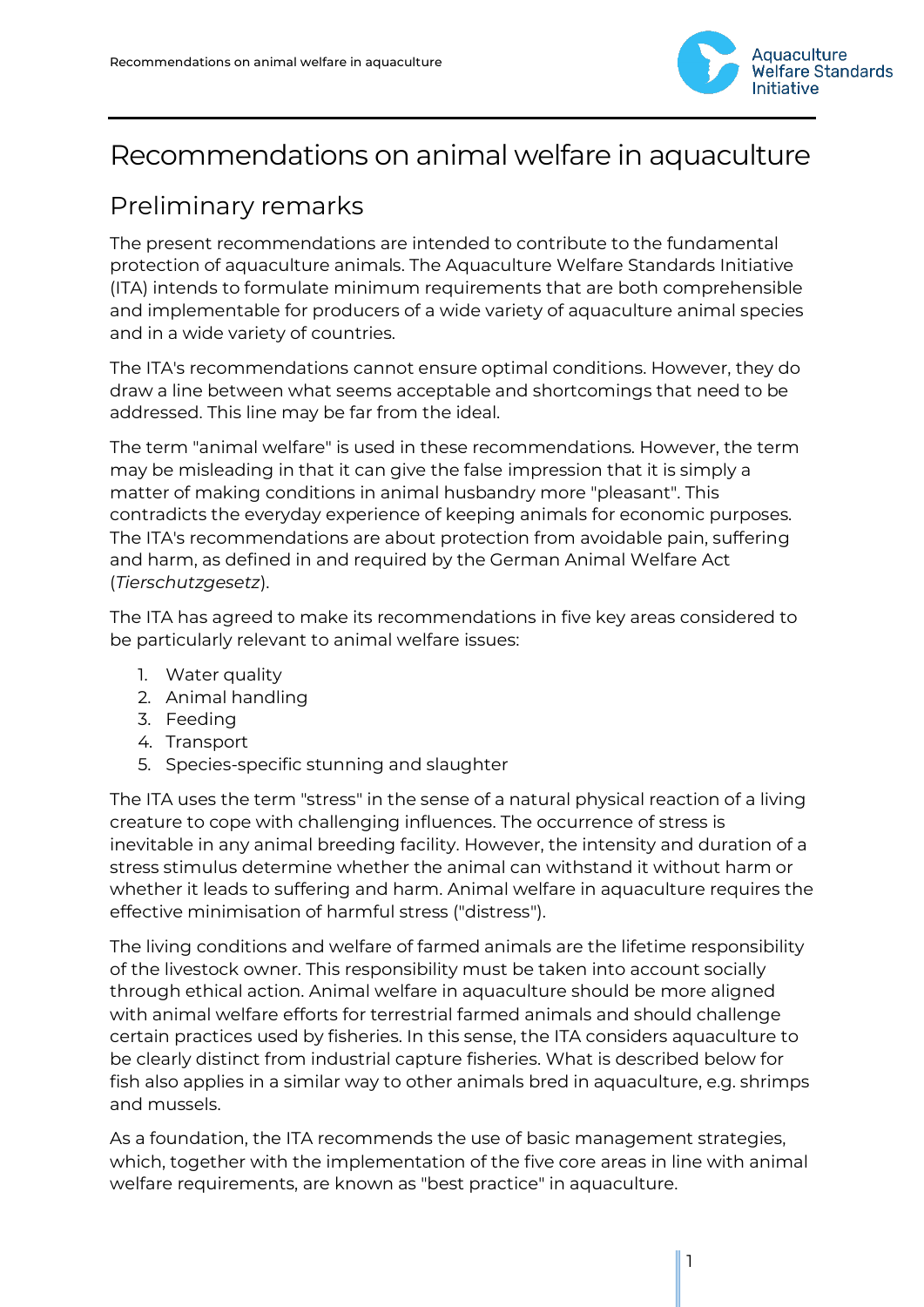# Recommendations on animal welfare in aquaculture

## Preliminary remarks

The present recommendations are intended to contribute to the fundamental protection of aquaculture animals. The Aquaculture Welfare Standards Initiative (ITA) intends to formulate minimum requirements that are both comprehensible and implementable for producers of a wide variety of aquaculture animal species and in a wide variety of countries.

The ITA's recommendations cannot ensure optimal conditions. However, they do draw a line between what seems acceptable and shortcomings that need to be addressed. This line may be far from the ideal.

The term "animal welfare" is used in these recommendations. However, the term may be misleading in that it can give the false impression that it is simply a matter of making conditions in animal husbandry more "pleasant". This contradicts the everyday experience of keeping animals for economic purposes. The ITA's recommendations are about protection from avoidable pain, suffering and harm, as defined in and required by the German Animal Welfare Act (*Tierschutzgesetz*).

The ITA has agreed to make its recommendations in five key areas considered to be particularly relevant to animal welfare issues:

1. Water quality
2. Animal handling
3. Feeding
4. Transport
5. Species-specific stunning and slaughter

The ITA uses the term "stress" in the sense of a natural physical reaction of a living creature to cope with challenging influences. The occurrence of stress is inevitable in any animal breeding facility. However, the intensity and duration of a stress stimulus determine whether the animal can withstand it without harm or whether it leads to suffering and harm. Animal welfare in aquaculture requires the effective minimisation of harmful stress ("distress").

The living conditions and welfare of farmed animals are the lifetime responsibility of the livestock owner. This responsibility must be taken into account socially through ethical action. Animal welfare in aquaculture should be more aligned with animal welfare efforts for terrestrial farmed animals and should challenge certain practices used by fisheries. In this sense, the ITA considers aquaculture to be clearly distinct from industrial capture fisheries. What is described below for fish also applies in a similar way to other animals bred in aquaculture, e.g. shrimps and mussels.

As a foundation, the ITA recommends the use of basic management strategies, which, together with the implementation of the five core areas in line with animal welfare requirements, are known as "best practice" in aquaculture.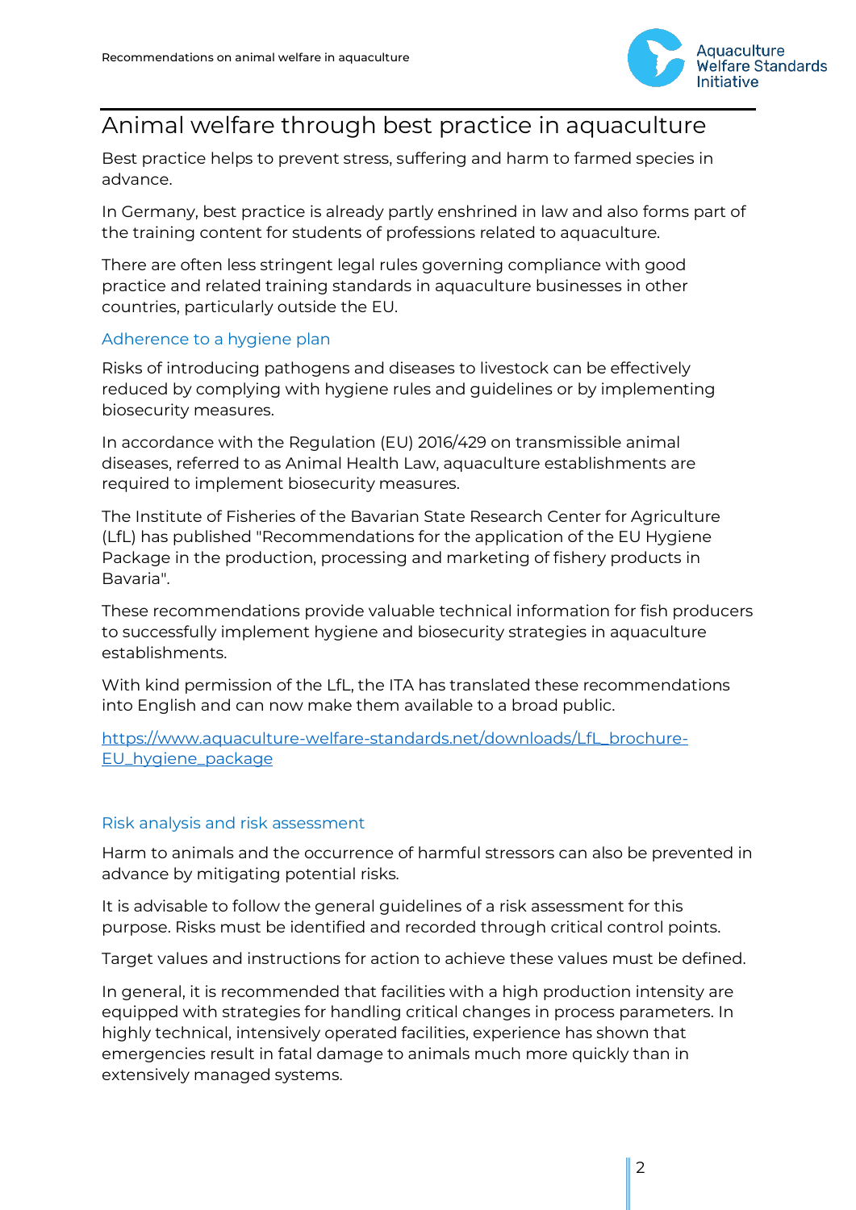# Animal welfare through best practice in aquaculture

Best practice helps to prevent stress, suffering and harm to farmed species in advance.

In Germany, best practice is already partly enshrined in law and also forms part of the training content for students of professions related to aquaculture.

There are often less stringent legal rules governing compliance with good practice and related training standards in aquaculture businesses in other countries, particularly outside the EU.

## Adherence to a hygiene plan

Risks of introducing pathogens and diseases to livestock can be effectively reduced by complying with hygiene rules and guidelines or by implementing biosecurity measures.

In accordance with the Regulation (EU) 2016/429 on transmissible animal diseases, referred to as Animal Health Law, aquaculture establishments are required to implement biosecurity measures.

The Institute of Fisheries of the Bavarian State Research Center for Agriculture (LfL) has published "Recommendations for the application of the EU Hygiene Package in the production, processing and marketing of fishery products in Bavaria".

These recommendations provide valuable technical information for fish producers to successfully implement hygiene and biosecurity strategies in aquaculture establishments.

With kind permission of the LfL, the ITA has translated these recommendations into English and can now make them available to a broad public.

[https://www.aquaculture-welfare-standards.net/downloads/LfL_brochure-EU_hygiene_package](https://www.aquaculture-welfare-standards.net/downloads/LfL_brochure-EU_hygiene_package)

## Risk analysis and risk assessment

Harm to animals and the occurrence of harmful stressors can also be prevented in advance by mitigating potential risks.

It is advisable to follow the general guidelines of a risk assessment for this purpose. Risks must be identified and recorded through critical control points.

Target values and instructions for action to achieve these values must be defined.

In general, it is recommended that facilities with a high production intensity are equipped with strategies for handling critical changes in process parameters. In highly technical, intensively operated facilities, experience has shown that emergencies result in fatal damage to animals much more quickly than in extensively managed systems.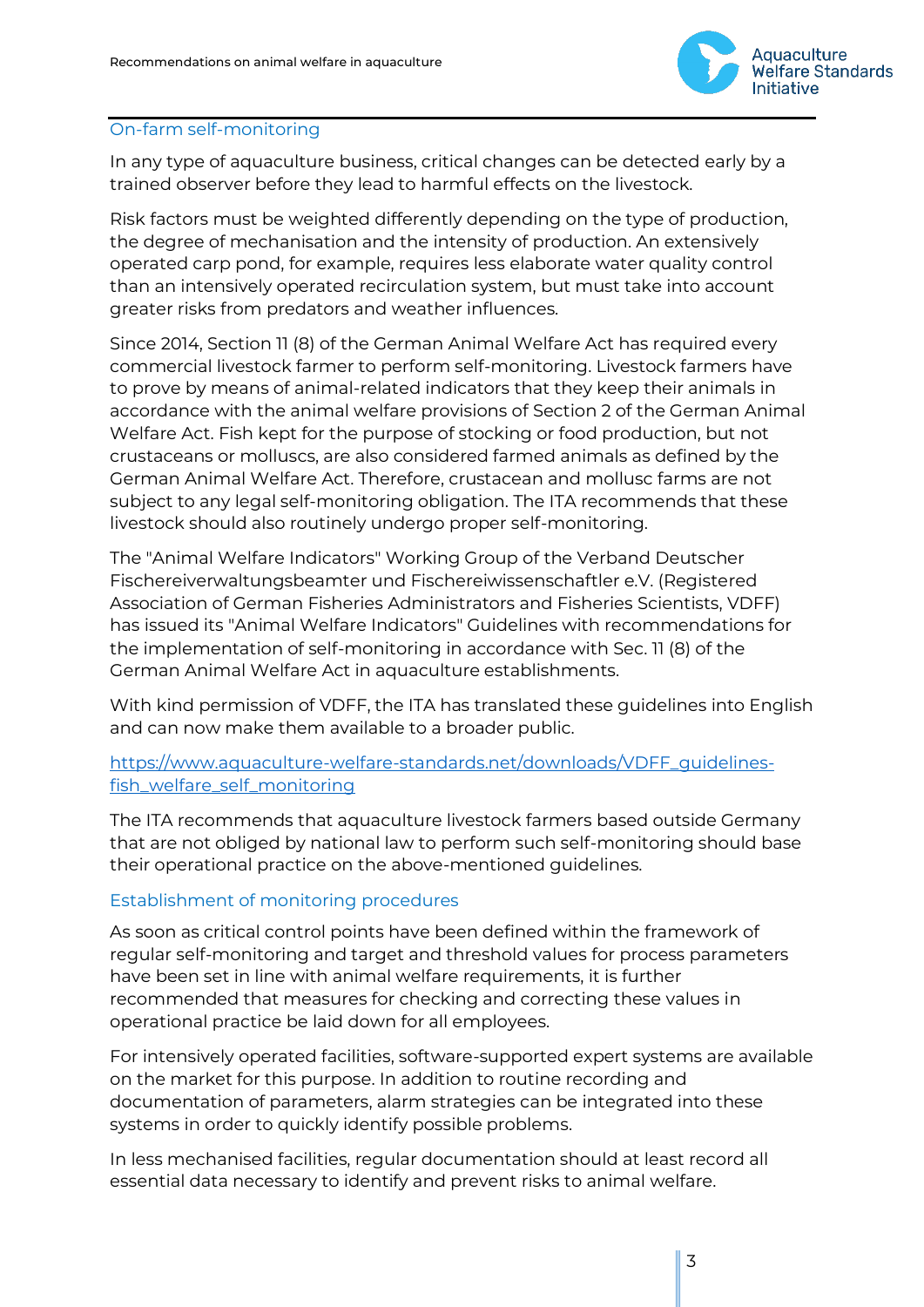## On-farm self-monitoring

In any type of aquaculture business, critical changes can be detected early by a trained observer before they lead to harmful effects on the livestock.

Risk factors must be weighted differently depending on the type of production, the degree of mechanisation and the intensity of production. An extensively operated carp pond, for example, requires less elaborate water quality control than an intensively operated recirculation system, but must take into account greater risks from predators and weather influences.

Since 2014, Section 11 (8) of the German Animal Welfare Act has required every commercial livestock farmer to perform self-monitoring. Livestock farmers have to prove by means of animal-related indicators that they keep their animals in accordance with the animal welfare provisions of Section 2 of the German Animal Welfare Act. Fish kept for the purpose of stocking or food production, but not crustaceans or molluscs, are also considered farmed animals as defined by the German Animal Welfare Act. Therefore, crustacean and mollusc farms are not subject to any legal self-monitoring obligation. The ITA recommends that these livestock should also routinely undergo proper self-monitoring.

The "Animal Welfare Indicators" Working Group of the Verband Deutscher Fischereiverwaltungsbeamter und Fischereiwissenschaftler e.V. (Registered Association of German Fisheries Administrators and Fisheries Scientists, VDFF) has issued its "Animal Welfare Indicators" Guidelines with recommendations for the implementation of self-monitoring in accordance with Sec. 11 (8) of the German Animal Welfare Act in aquaculture establishments.

With kind permission of VDFF, the ITA has translated these guidelines into English and can now make them available to a broader public.

https://www.aquaculture-welfare-standards.net/downloads/VDFF_guidelines-fish_welfare_self_monitoring

The ITA recommends that aquaculture livestock farmers based outside Germany that are not obliged by national law to perform such self-monitoring should base their operational practice on the above-mentioned guidelines.

## Establishment of monitoring procedures

As soon as critical control points have been defined within the framework of regular self-monitoring and target and threshold values for process parameters have been set in line with animal welfare requirements, it is further recommended that measures for checking and correcting these values in operational practice be laid down for all employees.

For intensively operated facilities, software-supported expert systems are available on the market for this purpose. In addition to routine recording and documentation of parameters, alarm strategies can be integrated into these systems in order to quickly identify possible problems.

In less mechanised facilities, regular documentation should at least record all essential data necessary to identify and prevent risks to animal welfare.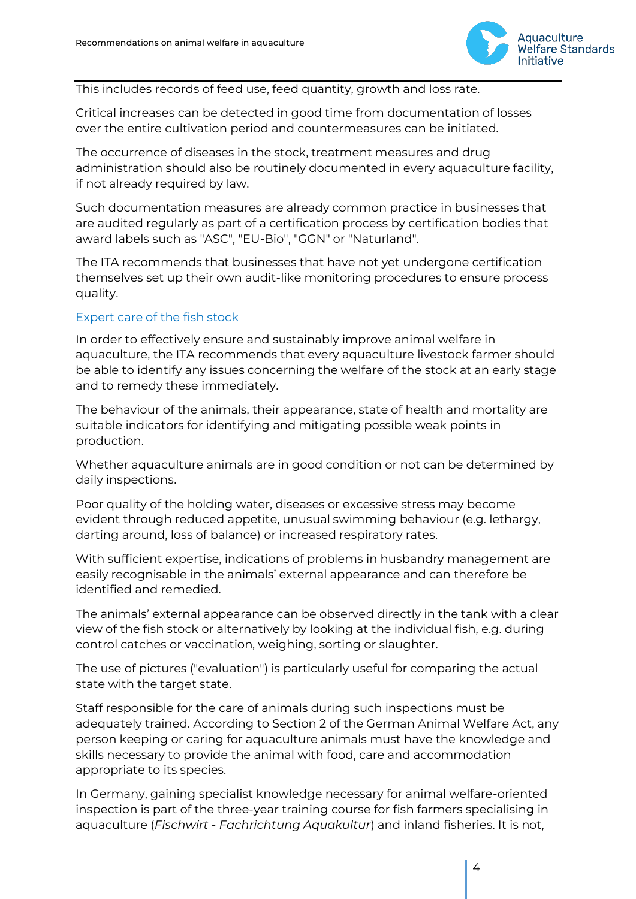This includes records of feed use, feed quantity, growth and loss rate.

Critical increases can be detected in good time from documentation of losses over the entire cultivation period and countermeasures can be initiated.

The occurrence of diseases in the stock, treatment measures and drug administration should also be routinely documented in every aquaculture facility, if not already required by law.

Such documentation measures are already common practice in businesses that are audited regularly as part of a certification process by certification bodies that award labels such as "ASC", "EU-Bio", "GGN" or "Naturland".

The ITA recommends that businesses that have not yet undergone certification themselves set up their own audit-like monitoring procedures to ensure process quality.

### Expert care of the fish stock

In order to effectively ensure and sustainably improve animal welfare in aquaculture, the ITA recommends that every aquaculture livestock farmer should be able to identify any issues concerning the welfare of the stock at an early stage and to remedy these immediately.

The behaviour of the animals, their appearance, state of health and mortality are suitable indicators for identifying and mitigating possible weak points in production.

Whether aquaculture animals are in good condition or not can be determined by daily inspections.

Poor quality of the holding water, diseases or excessive stress may become evident through reduced appetite, unusual swimming behaviour (e.g. lethargy, darting around, loss of balance) or increased respiratory rates.

With sufficient expertise, indications of problems in husbandry management are easily recognisable in the animals' external appearance and can therefore be identified and remedied.

The animals' external appearance can be observed directly in the tank with a clear view of the fish stock or alternatively by looking at the individual fish, e.g. during control catches or vaccination, weighing, sorting or slaughter.

The use of pictures ("evaluation") is particularly useful for comparing the actual state with the target state.

Staff responsible for the care of animals during such inspections must be adequately trained. According to Section 2 of the German Animal Welfare Act, any person keeping or caring for aquaculture animals must have the knowledge and skills necessary to provide the animal with food, care and accommodation appropriate to its species.

In Germany, gaining specialist knowledge necessary for animal welfare-oriented inspection is part of the three-year training course for fish farmers specialising in aquaculture (*Fischwirt - Fachrichtung Aquakultur*) and inland fisheries. It is not,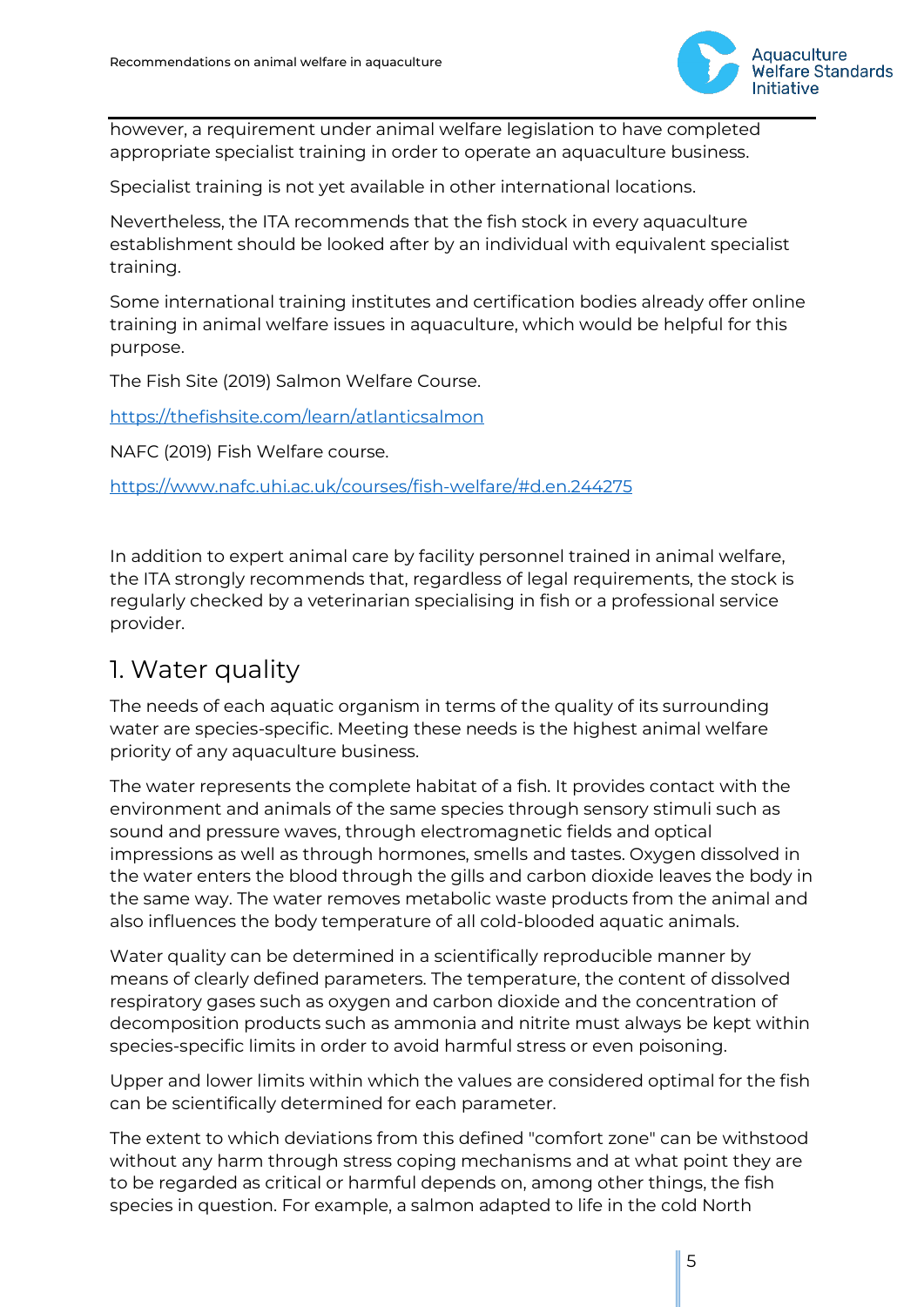however, a requirement under animal welfare legislation to have completed appropriate specialist training in order to operate an aquaculture business.

Specialist training is not yet available in other international locations.

Nevertheless, the ITA recommends that the fish stock in every aquaculture establishment should be looked after by an individual with equivalent specialist training.

Some international training institutes and certification bodies already offer online training in animal welfare issues in aquaculture, which would be helpful for this purpose.

The Fish Site (2019) Salmon Welfare Course.

https://thefishsite.com/learn/atlanticsalmon

NAFC (2019) Fish Welfare course.

https://www.nafc.uhi.ac.uk/courses/fish-welfare/#d.en.244275

In addition to expert animal care by facility personnel trained in animal welfare, the ITA strongly recommends that, regardless of legal requirements, the stock is regularly checked by a veterinarian specialising in fish or a professional service provider.

## 1. Water quality

The needs of each aquatic organism in terms of the quality of its surrounding water are species-specific. Meeting these needs is the highest animal welfare priority of any aquaculture business.

The water represents the complete habitat of a fish. It provides contact with the environment and animals of the same species through sensory stimuli such as sound and pressure waves, through electromagnetic fields and optical impressions as well as through hormones, smells and tastes. Oxygen dissolved in the water enters the blood through the gills and carbon dioxide leaves the body in the same way. The water removes metabolic waste products from the animal and also influences the body temperature of all cold-blooded aquatic animals.

Water quality can be determined in a scientifically reproducible manner by means of clearly defined parameters. The temperature, the content of dissolved respiratory gases such as oxygen and carbon dioxide and the concentration of decomposition products such as ammonia and nitrite must always be kept within species-specific limits in order to avoid harmful stress or even poisoning.

Upper and lower limits within which the values are considered optimal for the fish can be scientifically determined for each parameter.

The extent to which deviations from this defined "comfort zone" can be withstood without any harm through stress coping mechanisms and at what point they are to be regarded as critical or harmful depends on, among other things, the fish species in question. For example, a salmon adapted to life in the cold North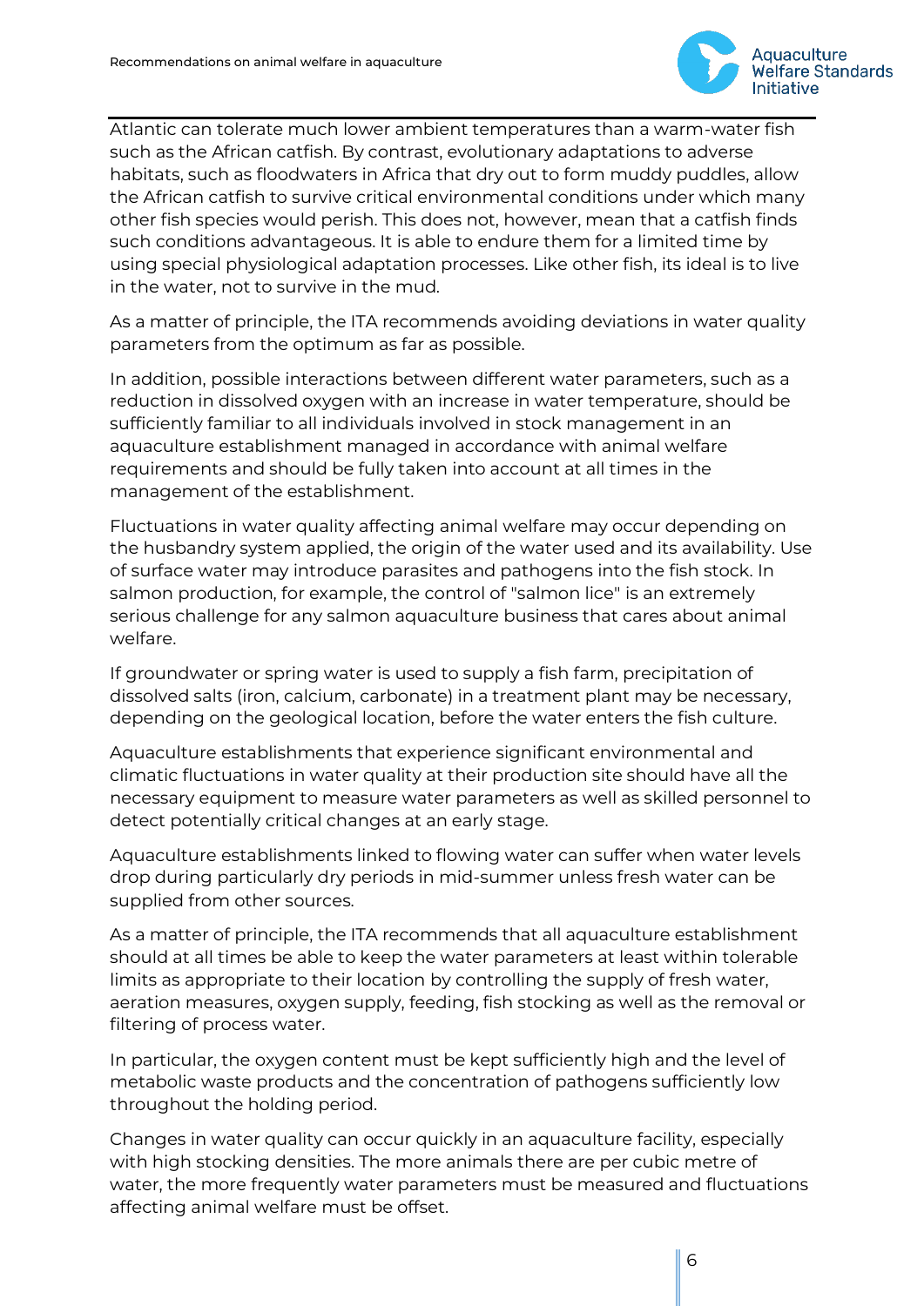Atlantic can tolerate much lower ambient temperatures than a warm-water fish such as the African catfish. By contrast, evolutionary adaptations to adverse habitats, such as floodwaters in Africa that dry out to form muddy puddles, allow the African catfish to survive critical environmental conditions under which many other fish species would perish. This does not, however, mean that a catfish finds such conditions advantageous. It is able to endure them for a limited time by using special physiological adaptation processes. Like other fish, its ideal is to live in the water, not to survive in the mud.

As a matter of principle, the ITA recommends avoiding deviations in water quality parameters from the optimum as far as possible.

In addition, possible interactions between different water parameters, such as a reduction in dissolved oxygen with an increase in water temperature, should be sufficiently familiar to all individuals involved in stock management in an aquaculture establishment managed in accordance with animal welfare requirements and should be fully taken into account at all times in the management of the establishment.

Fluctuations in water quality affecting animal welfare may occur depending on the husbandry system applied, the origin of the water used and its availability. Use of surface water may introduce parasites and pathogens into the fish stock. In salmon production, for example, the control of "salmon lice" is an extremely serious challenge for any salmon aquaculture business that cares about animal welfare.

If groundwater or spring water is used to supply a fish farm, precipitation of dissolved salts (iron, calcium, carbonate) in a treatment plant may be necessary, depending on the geological location, before the water enters the fish culture.

Aquaculture establishments that experience significant environmental and climatic fluctuations in water quality at their production site should have all the necessary equipment to measure water parameters as well as skilled personnel to detect potentially critical changes at an early stage.

Aquaculture establishments linked to flowing water can suffer when water levels drop during particularly dry periods in mid-summer unless fresh water can be supplied from other sources.

As a matter of principle, the ITA recommends that all aquaculture establishment should at all times be able to keep the water parameters at least within tolerable limits as appropriate to their location by controlling the supply of fresh water, aeration measures, oxygen supply, feeding, fish stocking as well as the removal or filtering of process water.

In particular, the oxygen content must be kept sufficiently high and the level of metabolic waste products and the concentration of pathogens sufficiently low throughout the holding period.

Changes in water quality can occur quickly in an aquaculture facility, especially with high stocking densities. The more animals there are per cubic metre of water, the more frequently water parameters must be measured and fluctuations affecting animal welfare must be offset.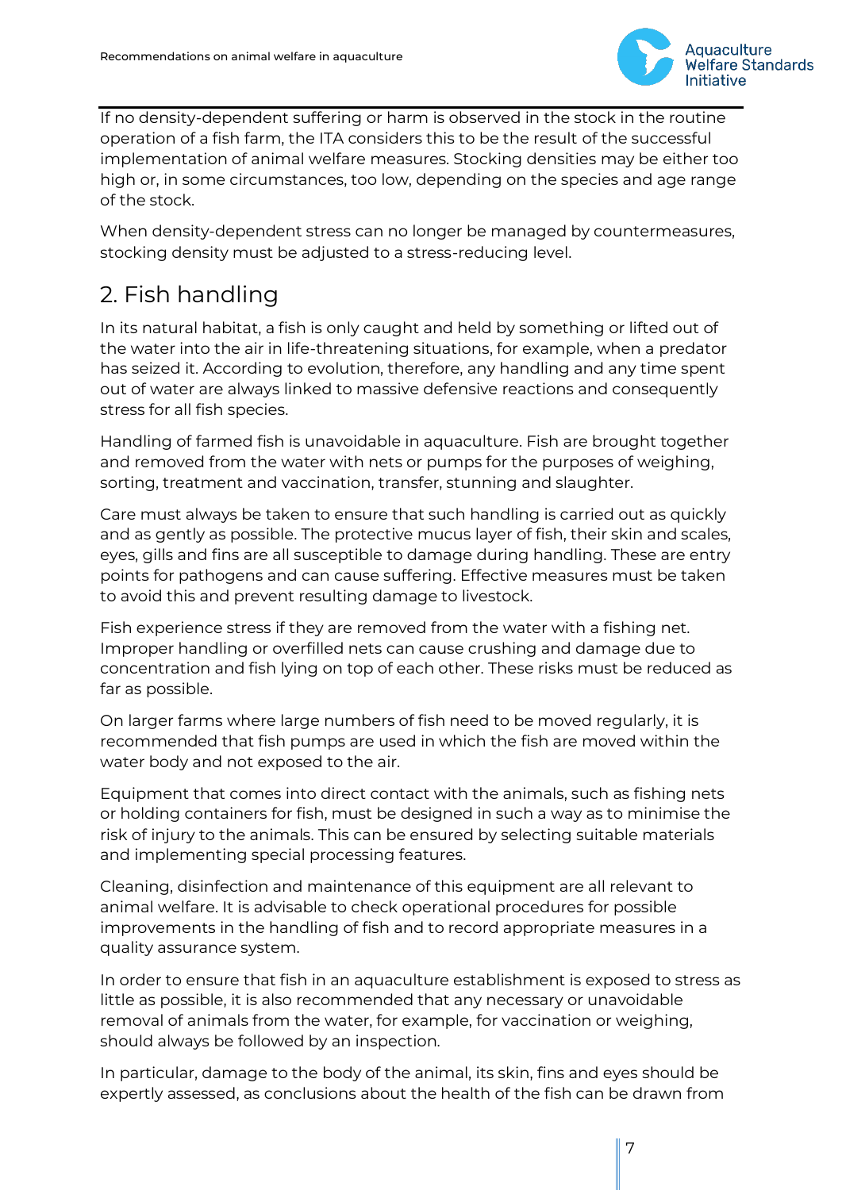If no density-dependent suffering or harm is observed in the stock in the routine operation of a fish farm, the ITA considers this to be the result of the successful implementation of animal welfare measures. Stocking densities may be either too high or, in some circumstances, too low, depending on the species and age range of the stock.

When density-dependent stress can no longer be managed by countermeasures, stocking density must be adjusted to a stress-reducing level.

## 2. Fish handling

In its natural habitat, a fish is only caught and held by something or lifted out of the water into the air in life-threatening situations, for example, when a predator has seized it. According to evolution, therefore, any handling and any time spent out of water are always linked to massive defensive reactions and consequently stress for all fish species.

Handling of farmed fish is unavoidable in aquaculture. Fish are brought together and removed from the water with nets or pumps for the purposes of weighing, sorting, treatment and vaccination, transfer, stunning and slaughter.

Care must always be taken to ensure that such handling is carried out as quickly and as gently as possible. The protective mucus layer of fish, their skin and scales, eyes, gills and fins are all susceptible to damage during handling. These are entry points for pathogens and can cause suffering. Effective measures must be taken to avoid this and prevent resulting damage to livestock.

Fish experience stress if they are removed from the water with a fishing net. Improper handling or overfilled nets can cause crushing and damage due to concentration and fish lying on top of each other. These risks must be reduced as far as possible.

On larger farms where large numbers of fish need to be moved regularly, it is recommended that fish pumps are used in which the fish are moved within the water body and not exposed to the air.

Equipment that comes into direct contact with the animals, such as fishing nets or holding containers for fish, must be designed in such a way as to minimise the risk of injury to the animals. This can be ensured by selecting suitable materials and implementing special processing features.

Cleaning, disinfection and maintenance of this equipment are all relevant to animal welfare. It is advisable to check operational procedures for possible improvements in the handling of fish and to record appropriate measures in a quality assurance system.

In order to ensure that fish in an aquaculture establishment is exposed to stress as little as possible, it is also recommended that any necessary or unavoidable removal of animals from the water, for example, for vaccination or weighing, should always be followed by an inspection.

In particular, damage to the body of the animal, its skin, fins and eyes should be expertly assessed, as conclusions about the health of the fish can be drawn from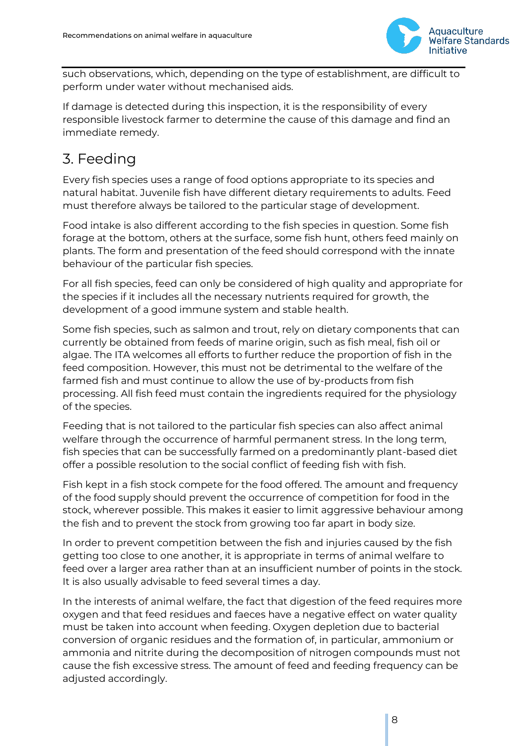such observations, which, depending on the type of establishment, are difficult to perform under water without mechanised aids.

If damage is detected during this inspection, it is the responsibility of every responsible livestock farmer to determine the cause of this damage and find an immediate remedy.

## 3. Feeding

Every fish species uses a range of food options appropriate to its species and natural habitat. Juvenile fish have different dietary requirements to adults. Feed must therefore always be tailored to the particular stage of development.

Food intake is also different according to the fish species in question. Some fish forage at the bottom, others at the surface, some fish hunt, others feed mainly on plants. The form and presentation of the feed should correspond with the innate behaviour of the particular fish species.

For all fish species, feed can only be considered of high quality and appropriate for the species if it includes all the necessary nutrients required for growth, the development of a good immune system and stable health.

Some fish species, such as salmon and trout, rely on dietary components that can currently be obtained from feeds of marine origin, such as fish meal, fish oil or algae. The ITA welcomes all efforts to further reduce the proportion of fish in the feed composition. However, this must not be detrimental to the welfare of the farmed fish and must continue to allow the use of by-products from fish processing. All fish feed must contain the ingredients required for the physiology of the species.

Feeding that is not tailored to the particular fish species can also affect animal welfare through the occurrence of harmful permanent stress. In the long term, fish species that can be successfully farmed on a predominantly plant-based diet offer a possible resolution to the social conflict of feeding fish with fish.

Fish kept in a fish stock compete for the food offered. The amount and frequency of the food supply should prevent the occurrence of competition for food in the stock, wherever possible. This makes it easier to limit aggressive behaviour among the fish and to prevent the stock from growing too far apart in body size.

In order to prevent competition between the fish and injuries caused by the fish getting too close to one another, it is appropriate in terms of animal welfare to feed over a larger area rather than at an insufficient number of points in the stock. It is also usually advisable to feed several times a day.

In the interests of animal welfare, the fact that digestion of the feed requires more oxygen and that feed residues and faeces have a negative effect on water quality must be taken into account when feeding. Oxygen depletion due to bacterial conversion of organic residues and the formation of, in particular, ammonium or ammonia and nitrite during the decomposition of nitrogen compounds must not cause the fish excessive stress. The amount of feed and feeding frequency can be adjusted accordingly.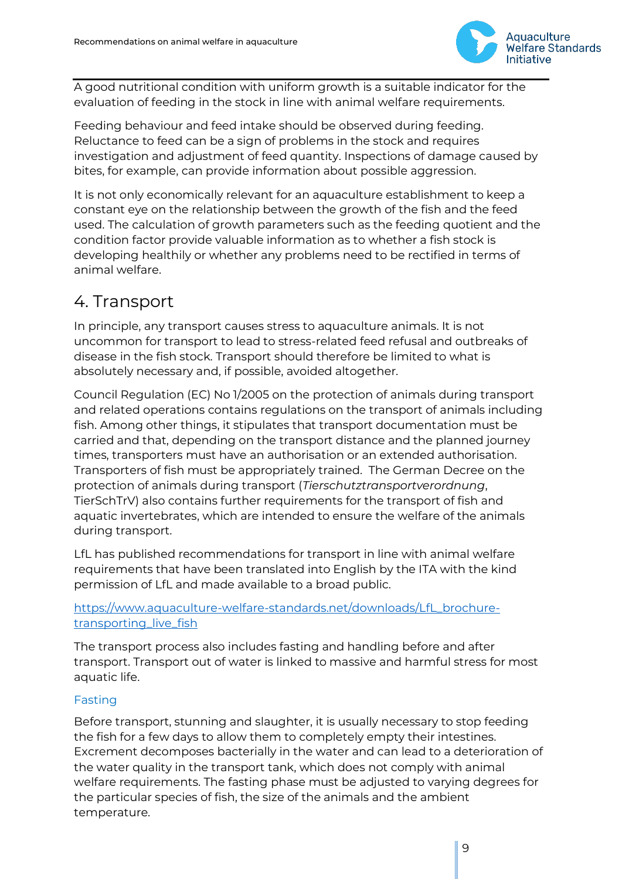A good nutritional condition with uniform growth is a suitable indicator for the evaluation of feeding in the stock in line with animal welfare requirements.

Feeding behaviour and feed intake should be observed during feeding. Reluctance to feed can be a sign of problems in the stock and requires investigation and adjustment of feed quantity. Inspections of damage caused by bites, for example, can provide information about possible aggression.

It is not only economically relevant for an aquaculture establishment to keep a constant eye on the relationship between the growth of the fish and the feed used. The calculation of growth parameters such as the feeding quotient and the condition factor provide valuable information as to whether a fish stock is developing healthily or whether any problems need to be rectified in terms of animal welfare.

# 4. Transport

In principle, any transport causes stress to aquaculture animals. It is not uncommon for transport to lead to stress-related feed refusal and outbreaks of disease in the fish stock. Transport should therefore be limited to what is absolutely necessary and, if possible, avoided altogether.

Council Regulation (EC) No 1/2005 on the protection of animals during transport and related operations contains regulations on the transport of animals including fish. Among other things, it stipulates that transport documentation must be carried and that, depending on the transport distance and the planned journey times, transporters must have an authorisation or an extended authorisation. Transporters of fish must be appropriately trained. The German Decree on the protection of animals during transport (*Tierschutztransportverordnung*, TierSchTrV) also contains further requirements for the transport of fish and aquatic invertebrates, which are intended to ensure the welfare of the animals during transport.

LfL has published recommendations for transport in line with animal welfare requirements that have been translated into English by the ITA with the kind permission of LfL and made available to a broad public.

[https://www.aquaculture-welfare-standards.net/downloads/LfL_brochure-transporting_live_fish](https://www.aquaculture-welfare-standards.net/downloads/LfL_brochure-transporting_live_fish)

The transport process also includes fasting and handling before and after transport. Transport out of water is linked to massive and harmful stress for most aquatic life.

### Fasting

Before transport, stunning and slaughter, it is usually necessary to stop feeding the fish for a few days to allow them to completely empty their intestines. Excrement decomposes bacterially in the water and can lead to a deterioration of the water quality in the transport tank, which does not comply with animal welfare requirements. The fasting phase must be adjusted to varying degrees for the particular species of fish, the size of the animals and the ambient temperature.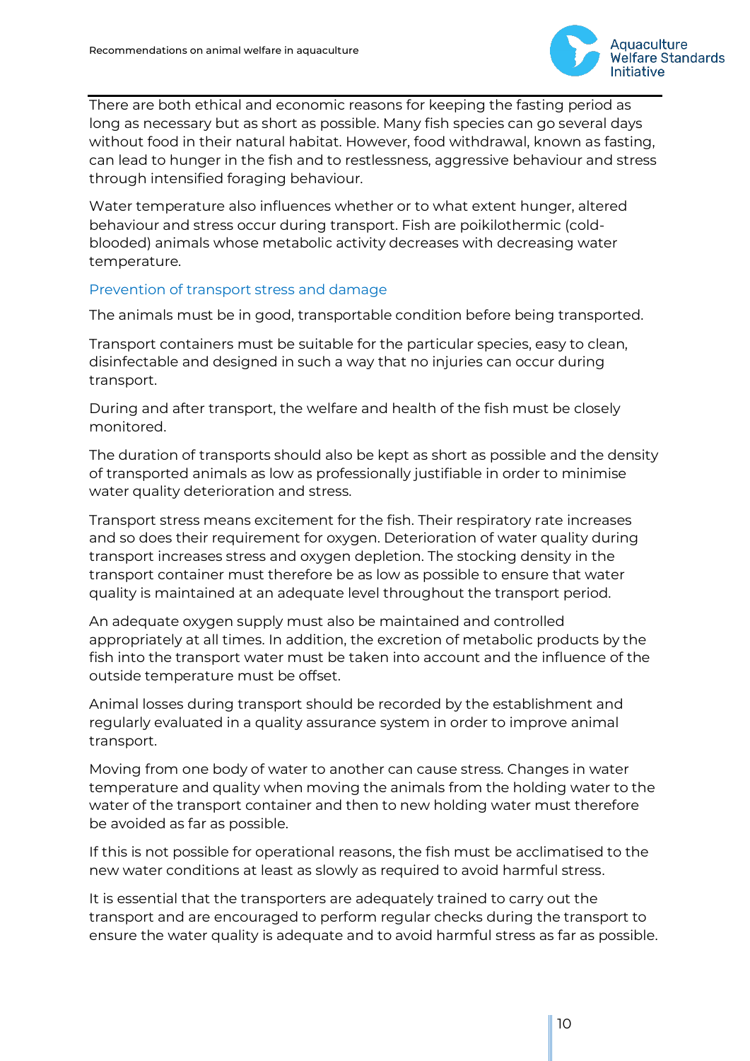There are both ethical and economic reasons for keeping the fasting period as long as necessary but as short as possible. Many fish species can go several days without food in their natural habitat. However, food withdrawal, known as fasting, can lead to hunger in the fish and to restlessness, aggressive behaviour and stress through intensified foraging behaviour.

Water temperature also influences whether or to what extent hunger, altered behaviour and stress occur during transport. Fish are poikilothermic (cold-blooded) animals whose metabolic activity decreases with decreasing water temperature.

### Prevention of transport stress and damage

The animals must be in good, transportable condition before being transported.

Transport containers must be suitable for the particular species, easy to clean, disinfectable and designed in such a way that no injuries can occur during transport.

During and after transport, the welfare and health of the fish must be closely monitored.

The duration of transports should also be kept as short as possible and the density of transported animals as low as professionally justifiable in order to minimise water quality deterioration and stress.

Transport stress means excitement for the fish. Their respiratory rate increases and so does their requirement for oxygen. Deterioration of water quality during transport increases stress and oxygen depletion. The stocking density in the transport container must therefore be as low as possible to ensure that water quality is maintained at an adequate level throughout the transport period.

An adequate oxygen supply must also be maintained and controlled appropriately at all times. In addition, the excretion of metabolic products by the fish into the transport water must be taken into account and the influence of the outside temperature must be offset.

Animal losses during transport should be recorded by the establishment and regularly evaluated in a quality assurance system in order to improve animal transport.

Moving from one body of water to another can cause stress. Changes in water temperature and quality when moving the animals from the holding water to the water of the transport container and then to new holding water must therefore be avoided as far as possible.

If this is not possible for operational reasons, the fish must be acclimatised to the new water conditions at least as slowly as required to avoid harmful stress.

It is essential that the transporters are adequately trained to carry out the transport and are encouraged to perform regular checks during the transport to ensure the water quality is adequate and to avoid harmful stress as far as possible.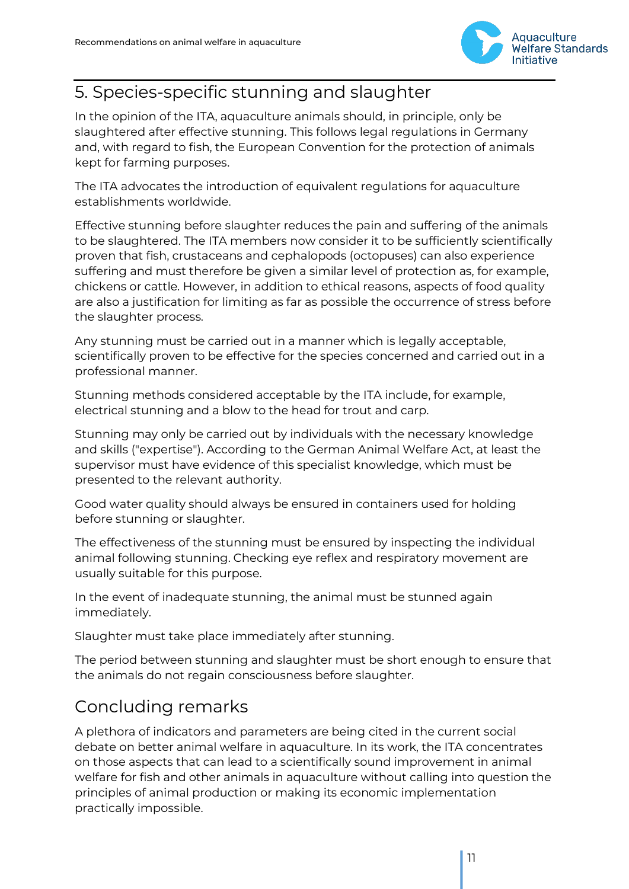## 5. Species-specific stunning and slaughter

In the opinion of the ITA, aquaculture animals should, in principle, only be slaughtered after effective stunning. This follows legal regulations in Germany and, with regard to fish, the European Convention for the protection of animals kept for farming purposes.

The ITA advocates the introduction of equivalent regulations for aquaculture establishments worldwide.

Effective stunning before slaughter reduces the pain and suffering of the animals to be slaughtered. The ITA members now consider it to be sufficiently scientifically proven that fish, crustaceans and cephalopods (octopuses) can also experience suffering and must therefore be given a similar level of protection as, for example, chickens or cattle. However, in addition to ethical reasons, aspects of food quality are also a justification for limiting as far as possible the occurrence of stress before the slaughter process.

Any stunning must be carried out in a manner which is legally acceptable, scientifically proven to be effective for the species concerned and carried out in a professional manner.

Stunning methods considered acceptable by the ITA include, for example, electrical stunning and a blow to the head for trout and carp.

Stunning may only be carried out by individuals with the necessary knowledge and skills ("expertise"). According to the German Animal Welfare Act, at least the supervisor must have evidence of this specialist knowledge, which must be presented to the relevant authority.

Good water quality should always be ensured in containers used for holding before stunning or slaughter.

The effectiveness of the stunning must be ensured by inspecting the individual animal following stunning. Checking eye reflex and respiratory movement are usually suitable for this purpose.

In the event of inadequate stunning, the animal must be stunned again immediately.

Slaughter must take place immediately after stunning.

The period between stunning and slaughter must be short enough to ensure that the animals do not regain consciousness before slaughter.

## Concluding remarks

A plethora of indicators and parameters are being cited in the current social debate on better animal welfare in aquaculture. In its work, the ITA concentrates on those aspects that can lead to a scientifically sound improvement in animal welfare for fish and other animals in aquaculture without calling into question the principles of animal production or making its economic implementation practically impossible.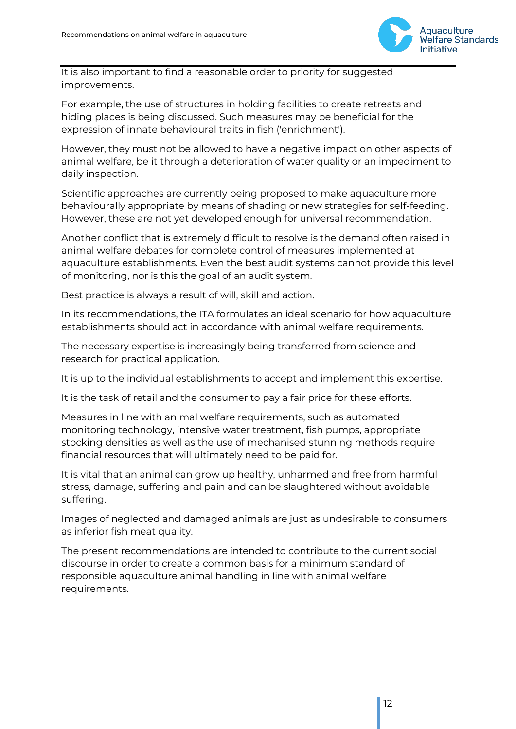It is also important to find a reasonable order to priority for suggested improvements.

For example, the use of structures in holding facilities to create retreats and hiding places is being discussed. Such measures may be beneficial for the expression of innate behavioural traits in fish ('enrichment').

However, they must not be allowed to have a negative impact on other aspects of animal welfare, be it through a deterioration of water quality or an impediment to daily inspection.

Scientific approaches are currently being proposed to make aquaculture more behaviourally appropriate by means of shading or new strategies for self-feeding. However, these are not yet developed enough for universal recommendation.

Another conflict that is extremely difficult to resolve is the demand often raised in animal welfare debates for complete control of measures implemented at aquaculture establishments. Even the best audit systems cannot provide this level of monitoring, nor is this the goal of an audit system.

Best practice is always a result of will, skill and action.

In its recommendations, the ITA formulates an ideal scenario for how aquaculture establishments should act in accordance with animal welfare requirements.

The necessary expertise is increasingly being transferred from science and research for practical application.

It is up to the individual establishments to accept and implement this expertise.

It is the task of retail and the consumer to pay a fair price for these efforts.

Measures in line with animal welfare requirements, such as automated monitoring technology, intensive water treatment, fish pumps, appropriate stocking densities as well as the use of mechanised stunning methods require financial resources that will ultimately need to be paid for.

It is vital that an animal can grow up healthy, unharmed and free from harmful stress, damage, suffering and pain and can be slaughtered without avoidable suffering.

Images of neglected and damaged animals are just as undesirable to consumers as inferior fish meat quality.

The present recommendations are intended to contribute to the current social discourse in order to create a common basis for a minimum standard of responsible aquaculture animal handling in line with animal welfare requirements.